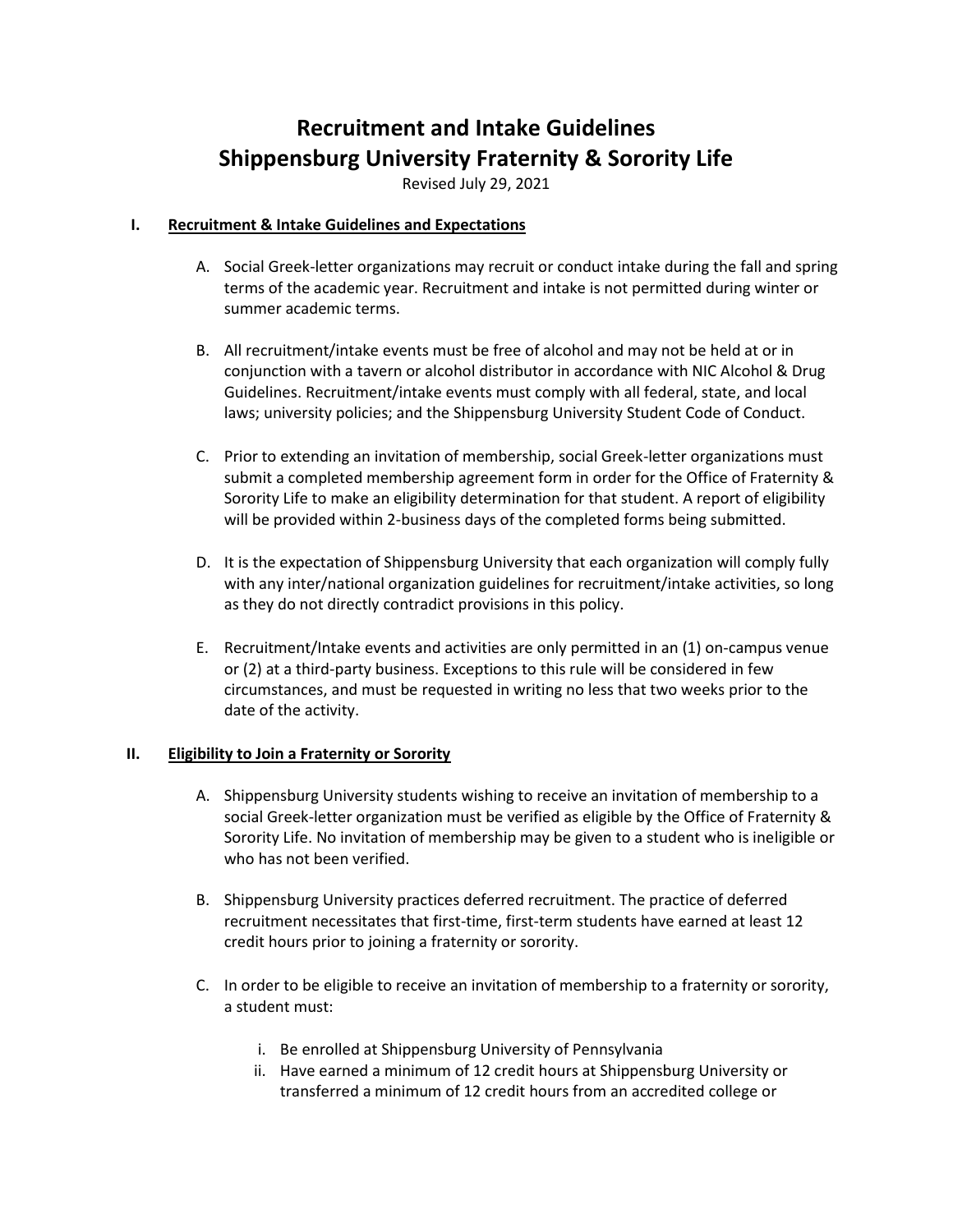# Recruitment and Intake Guidelines
# Shippensburg University Fraternity & Sorority Life

Revised July 29, 2021

## I. Recruitment & Intake Guidelines and Expectations

A. Social Greek-letter organizations may recruit or conduct intake during the fall and spring terms of the academic year. Recruitment and intake is not permitted during winter or summer academic terms.

B. All recruitment/intake events must be free of alcohol and may not be held at or in conjunction with a tavern or alcohol distributor in accordance with NIC Alcohol & Drug Guidelines. Recruitment/intake events must comply with all federal, state, and local laws; university policies; and the Shippensburg University Student Code of Conduct.

C. Prior to extending an invitation of membership, social Greek-letter organizations must submit a completed membership agreement form in order for the Office of Fraternity & Sorority Life to make an eligibility determination for that student. A report of eligibility will be provided within 2-business days of the completed forms being submitted.

D. It is the expectation of Shippensburg University that each organization will comply fully with any inter/national organization guidelines for recruitment/intake activities, so long as they do not directly contradict provisions in this policy.

E. Recruitment/Intake events and activities are only permitted in an (1) on-campus venue or (2) at a third-party business. Exceptions to this rule will be considered in few circumstances, and must be requested in writing no less that two weeks prior to the date of the activity.

## II. Eligibility to Join a Fraternity or Sorority

A. Shippensburg University students wishing to receive an invitation of membership to a social Greek-letter organization must be verified as eligible by the Office of Fraternity & Sorority Life. No invitation of membership may be given to a student who is ineligible or who has not been verified.

B. Shippensburg University practices deferred recruitment. The practice of deferred recruitment necessitates that first-time, first-term students have earned at least 12 credit hours prior to joining a fraternity or sorority.

C. In order to be eligible to receive an invitation of membership to a fraternity or sorority, a student must:

   i. Be enrolled at Shippensburg University of Pennsylvania
   ii. Have earned a minimum of 12 credit hours at Shippensburg University or transferred a minimum of 12 credit hours from an accredited college or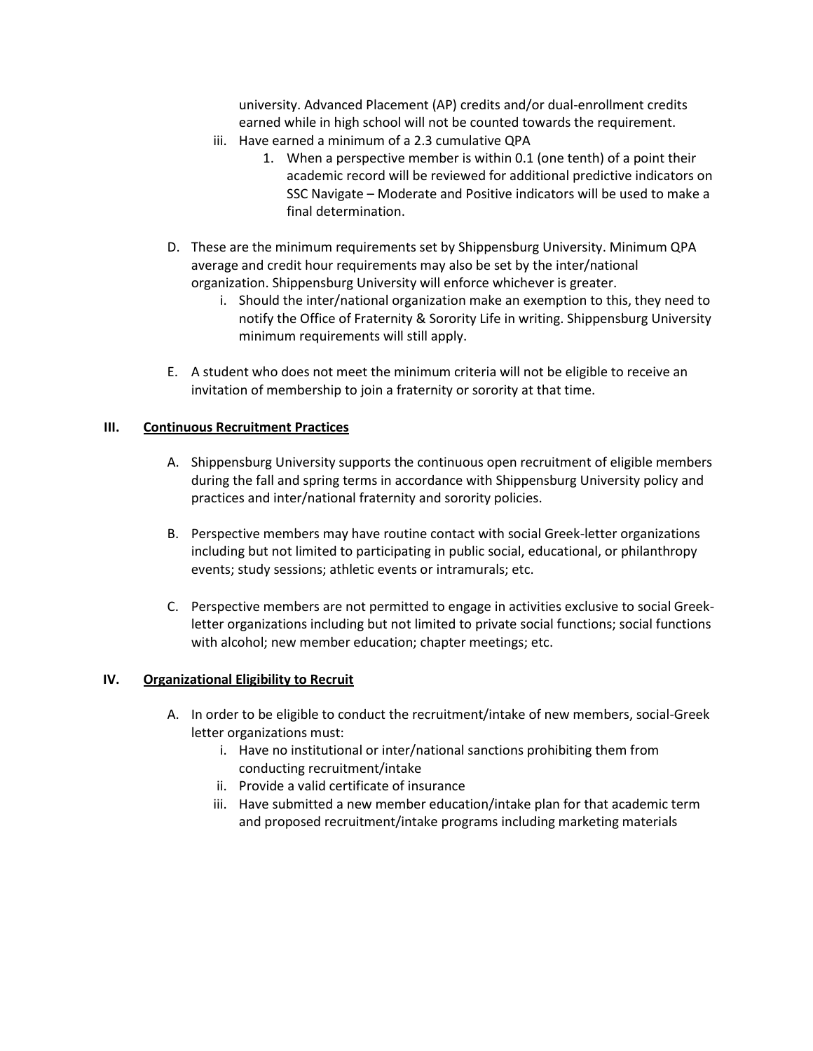university. Advanced Placement (AP) credits and/or dual-enrollment credits earned while in high school will not be counted towards the requirement.

iii. Have earned a minimum of a 2.3 cumulative QPA

1. When a perspective member is within 0.1 (one tenth) of a point their academic record will be reviewed for additional predictive indicators on SSC Navigate – Moderate and Positive indicators will be used to make a final determination.

D. These are the minimum requirements set by Shippensburg University. Minimum QPA average and credit hour requirements may also be set by the inter/national organization. Shippensburg University will enforce whichever is greater.

i. Should the inter/national organization make an exemption to this, they need to notify the Office of Fraternity & Sorority Life in writing. Shippensburg University minimum requirements will still apply.

E. A student who does not meet the minimum criteria will not be eligible to receive an invitation of membership to join a fraternity or sorority at that time.

## III. <u>Continuous Recruitment Practices</u>

A. Shippensburg University supports the continuous open recruitment of eligible members during the fall and spring terms in accordance with Shippensburg University policy and practices and inter/national fraternity and sorority policies.

B. Perspective members may have routine contact with social Greek-letter organizations including but not limited to participating in public social, educational, or philanthropy events; study sessions; athletic events or intramurals; etc.

C. Perspective members are not permitted to engage in activities exclusive to social Greek-letter organizations including but not limited to private social functions; social functions with alcohol; new member education; chapter meetings; etc.

## IV. <u>Organizational Eligibility to Recruit</u>

A. In order to be eligible to conduct the recruitment/intake of new members, social-Greek letter organizations must:

i. Have no institutional or inter/national sanctions prohibiting them from conducting recruitment/intake

ii. Provide a valid certificate of insurance

iii. Have submitted a new member education/intake plan for that academic term and proposed recruitment/intake programs including marketing materials